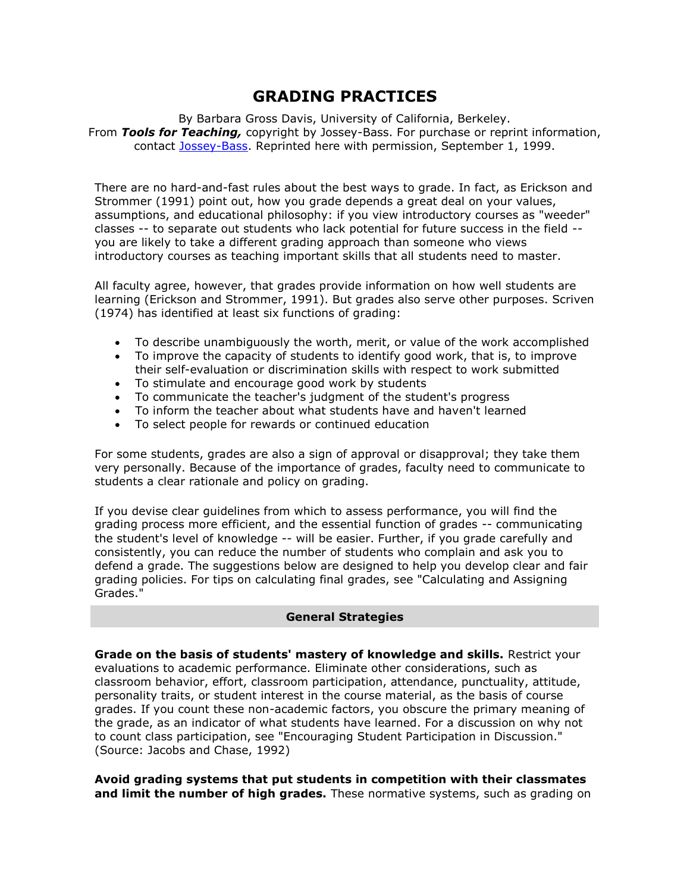# GRADING PRACTICES

By Barbara Gross Davis, University of California, Berkeley.
From ***Tools for Teaching,*** copyright by Jossey-Bass. For purchase or reprint information, contact Jossey-Bass. Reprinted here with permission, September 1, 1999.

There are no hard-and-fast rules about the best ways to grade. In fact, as Erickson and Strommer (1991) point out, how you grade depends a great deal on your values, assumptions, and educational philosophy: if you view introductory courses as "weeder" classes -- to separate out students who lack potential for future success in the field -- you are likely to take a different grading approach than someone who views introductory courses as teaching important skills that all students need to master.

All faculty agree, however, that grades provide information on how well students are learning (Erickson and Strommer, 1991). But grades also serve other purposes. Scriven (1974) has identified at least six functions of grading:

- To describe unambiguously the worth, merit, or value of the work accomplished
- To improve the capacity of students to identify good work, that is, to improve their self-evaluation or discrimination skills with respect to work submitted
- To stimulate and encourage good work by students
- To communicate the teacher's judgment of the student's progress
- To inform the teacher about what students have and haven't learned
- To select people for rewards or continued education

For some students, grades are also a sign of approval or disapproval; they take them very personally. Because of the importance of grades, faculty need to communicate to students a clear rationale and policy on grading.

If you devise clear guidelines from which to assess performance, you will find the grading process more efficient, and the essential function of grades -- communicating the student's level of knowledge -- will be easier. Further, if you grade carefully and consistently, you can reduce the number of students who complain and ask you to defend a grade. The suggestions below are designed to help you develop clear and fair grading policies. For tips on calculating final grades, see "Calculating and Assigning Grades."

## General Strategies

**Grade on the basis of students' mastery of knowledge and skills.** Restrict your evaluations to academic performance. Eliminate other considerations, such as classroom behavior, effort, classroom participation, attendance, punctuality, attitude, personality traits, or student interest in the course material, as the basis of course grades. If you count these non-academic factors, you obscure the primary meaning of the grade, as an indicator of what students have learned. For a discussion on why not to count class participation, see "Encouraging Student Participation in Discussion." (Source: Jacobs and Chase, 1992)

**Avoid grading systems that put students in competition with their classmates and limit the number of high grades.** These normative systems, such as grading on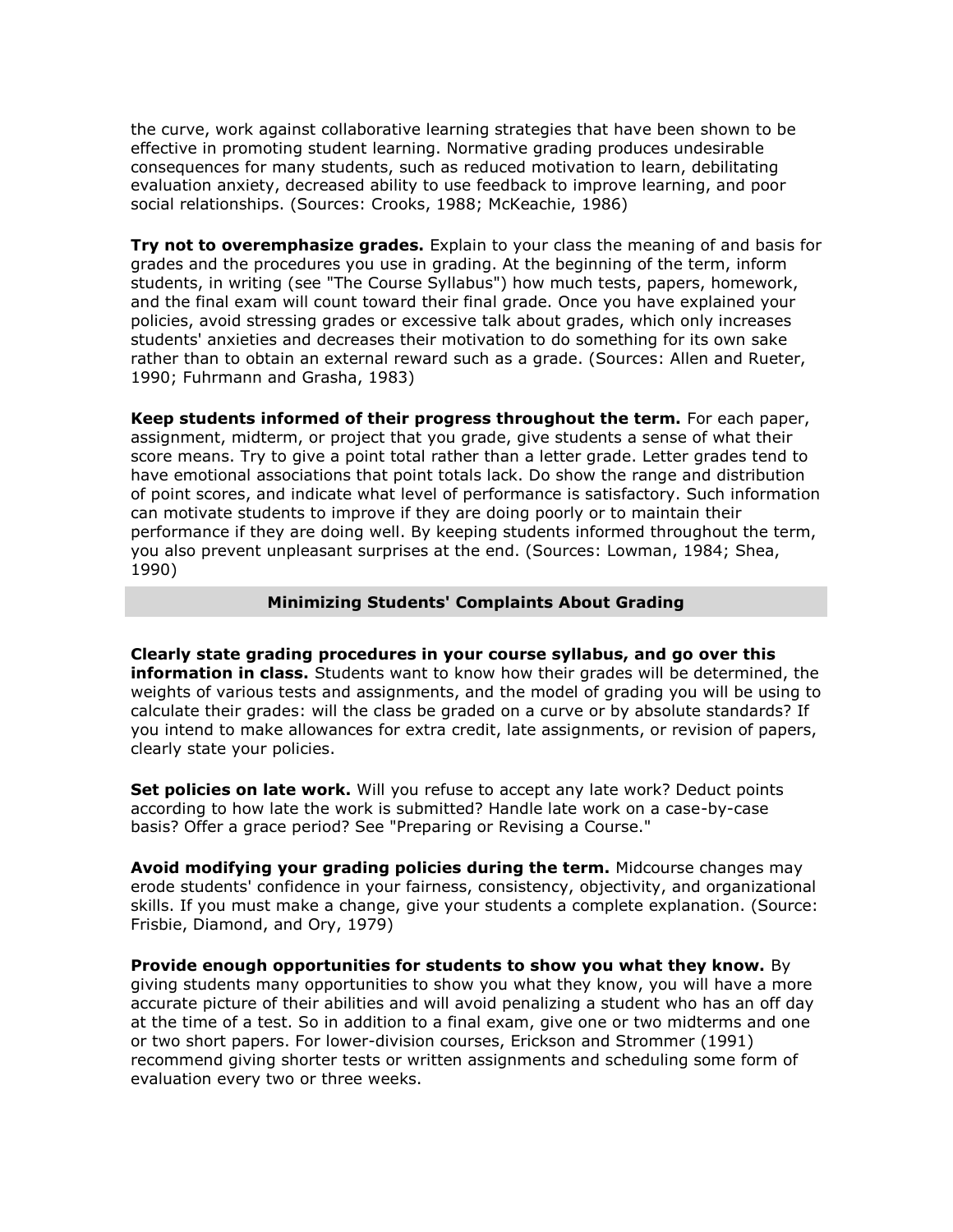the curve, work against collaborative learning strategies that have been shown to be effective in promoting student learning. Normative grading produces undesirable consequences for many students, such as reduced motivation to learn, debilitating evaluation anxiety, decreased ability to use feedback to improve learning, and poor social relationships. (Sources: Crooks, 1988; McKeachie, 1986)

**Try not to overemphasize grades.** Explain to your class the meaning of and basis for grades and the procedures you use in grading. At the beginning of the term, inform students, in writing (see "The Course Syllabus") how much tests, papers, homework, and the final exam will count toward their final grade. Once you have explained your policies, avoid stressing grades or excessive talk about grades, which only increases students' anxieties and decreases their motivation to do something for its own sake rather than to obtain an external reward such as a grade. (Sources: Allen and Rueter, 1990; Fuhrmann and Grasha, 1983)

**Keep students informed of their progress throughout the term.** For each paper, assignment, midterm, or project that you grade, give students a sense of what their score means. Try to give a point total rather than a letter grade. Letter grades tend to have emotional associations that point totals lack. Do show the range and distribution of point scores, and indicate what level of performance is satisfactory. Such information can motivate students to improve if they are doing poorly or to maintain their performance if they are doing well. By keeping students informed throughout the term, you also prevent unpleasant surprises at the end. (Sources: Lowman, 1984; Shea, 1990)

## Minimizing Students' Complaints About Grading

**Clearly state grading procedures in your course syllabus, and go over this information in class.** Students want to know how their grades will be determined, the weights of various tests and assignments, and the model of grading you will be using to calculate their grades: will the class be graded on a curve or by absolute standards? If you intend to make allowances for extra credit, late assignments, or revision of papers, clearly state your policies.

**Set policies on late work.** Will you refuse to accept any late work? Deduct points according to how late the work is submitted? Handle late work on a case-by-case basis? Offer a grace period? See "Preparing or Revising a Course."

**Avoid modifying your grading policies during the term.** Midcourse changes may erode students' confidence in your fairness, consistency, objectivity, and organizational skills. If you must make a change, give your students a complete explanation. (Source: Frisbie, Diamond, and Ory, 1979)

**Provide enough opportunities for students to show you what they know.** By giving students many opportunities to show you what they know, you will have a more accurate picture of their abilities and will avoid penalizing a student who has an off day at the time of a test. So in addition to a final exam, give one or two midterms and one or two short papers. For lower-division courses, Erickson and Strommer (1991) recommend giving shorter tests or written assignments and scheduling some form of evaluation every two or three weeks.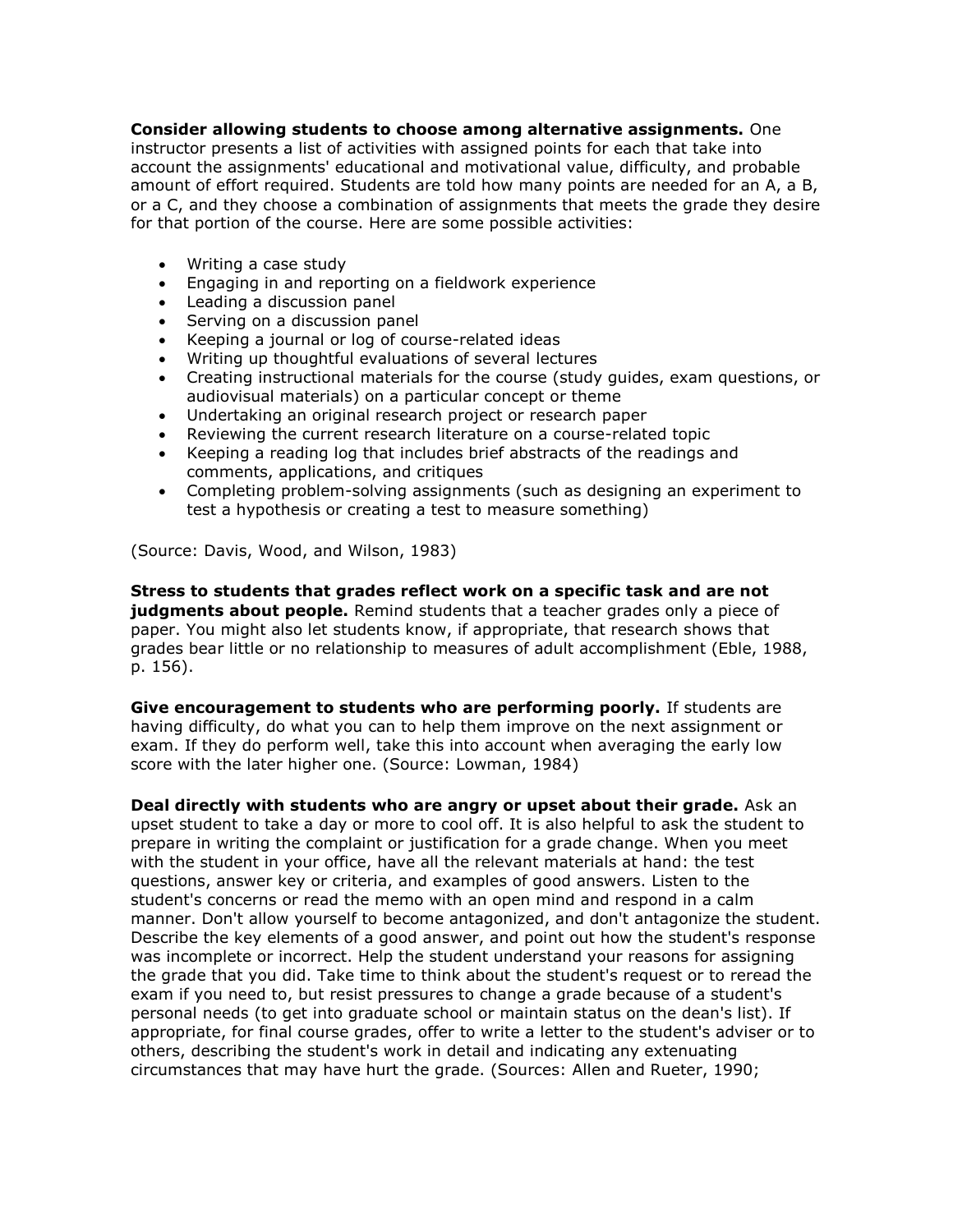**Consider allowing students to choose among alternative assignments.** One instructor presents a list of activities with assigned points for each that take into account the assignments' educational and motivational value, difficulty, and probable amount of effort required. Students are told how many points are needed for an A, a B, or a C, and they choose a combination of assignments that meets the grade they desire for that portion of the course. Here are some possible activities:

- Writing a case study
- Engaging in and reporting on a fieldwork experience
- Leading a discussion panel
- Serving on a discussion panel
- Keeping a journal or log of course-related ideas
- Writing up thoughtful evaluations of several lectures
- Creating instructional materials for the course (study guides, exam questions, or audiovisual materials) on a particular concept or theme
- Undertaking an original research project or research paper
- Reviewing the current research literature on a course-related topic
- Keeping a reading log that includes brief abstracts of the readings and comments, applications, and critiques
- Completing problem-solving assignments (such as designing an experiment to test a hypothesis or creating a test to measure something)

(Source: Davis, Wood, and Wilson, 1983)

**Stress to students that grades reflect work on a specific task and are not judgments about people.** Remind students that a teacher grades only a piece of paper. You might also let students know, if appropriate, that research shows that grades bear little or no relationship to measures of adult accomplishment (Eble, 1988, p. 156).

**Give encouragement to students who are performing poorly.** If students are having difficulty, do what you can to help them improve on the next assignment or exam. If they do perform well, take this into account when averaging the early low score with the later higher one. (Source: Lowman, 1984)

**Deal directly with students who are angry or upset about their grade.** Ask an upset student to take a day or more to cool off. It is also helpful to ask the student to prepare in writing the complaint or justification for a grade change. When you meet with the student in your office, have all the relevant materials at hand: the test questions, answer key or criteria, and examples of good answers. Listen to the student's concerns or read the memo with an open mind and respond in a calm manner. Don't allow yourself to become antagonized, and don't antagonize the student. Describe the key elements of a good answer, and point out how the student's response was incomplete or incorrect. Help the student understand your reasons for assigning the grade that you did. Take time to think about the student's request or to reread the exam if you need to, but resist pressures to change a grade because of a student's personal needs (to get into graduate school or maintain status on the dean's list). If appropriate, for final course grades, offer to write a letter to the student's adviser or to others, describing the student's work in detail and indicating any extenuating circumstances that may have hurt the grade. (Sources: Allen and Rueter, 1990;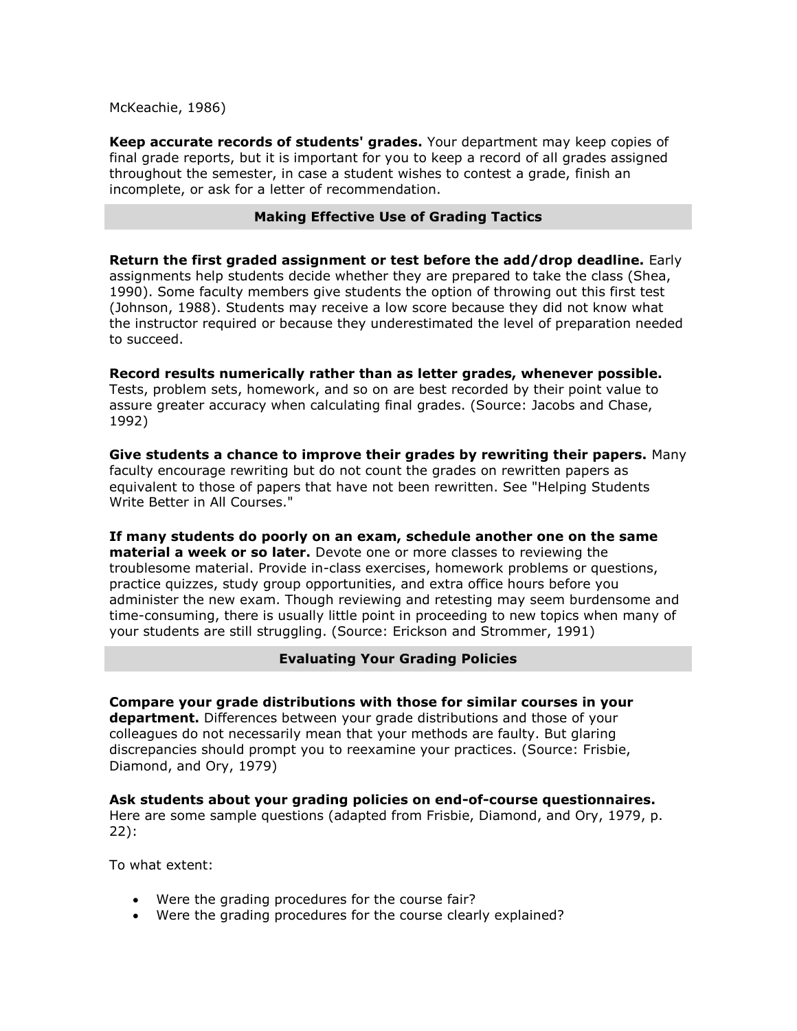McKeachie, 1986)

**Keep accurate records of students' grades.** Your department may keep copies of final grade reports, but it is important for you to keep a record of all grades assigned throughout the semester, in case a student wishes to contest a grade, finish an incomplete, or ask for a letter of recommendation.

## Making Effective Use of Grading Tactics

**Return the first graded assignment or test before the add/drop deadline.** Early assignments help students decide whether they are prepared to take the class (Shea, 1990). Some faculty members give students the option of throwing out this first test (Johnson, 1988). Students may receive a low score because they did not know what the instructor required or because they underestimated the level of preparation needed to succeed.

**Record results numerically rather than as letter grades, whenever possible.** Tests, problem sets, homework, and so on are best recorded by their point value to assure greater accuracy when calculating final grades. (Source: Jacobs and Chase, 1992)

**Give students a chance to improve their grades by rewriting their papers.** Many faculty encourage rewriting but do not count the grades on rewritten papers as equivalent to those of papers that have not been rewritten. See "Helping Students Write Better in All Courses."

**If many students do poorly on an exam, schedule another one on the same material a week or so later.** Devote one or more classes to reviewing the troublesome material. Provide in-class exercises, homework problems or questions, practice quizzes, study group opportunities, and extra office hours before you administer the new exam. Though reviewing and retesting may seem burdensome and time-consuming, there is usually little point in proceeding to new topics when many of your students are still struggling. (Source: Erickson and Strommer, 1991)

## Evaluating Your Grading Policies

**Compare your grade distributions with those for similar courses in your department.** Differences between your grade distributions and those of your colleagues do not necessarily mean that your methods are faulty. But glaring discrepancies should prompt you to reexamine your practices. (Source: Frisbie, Diamond, and Ory, 1979)

**Ask students about your grading policies on end-of-course questionnaires.** Here are some sample questions (adapted from Frisbie, Diamond, and Ory, 1979, p. 22):

To what extent:

- Were the grading procedures for the course fair?
- Were the grading procedures for the course clearly explained?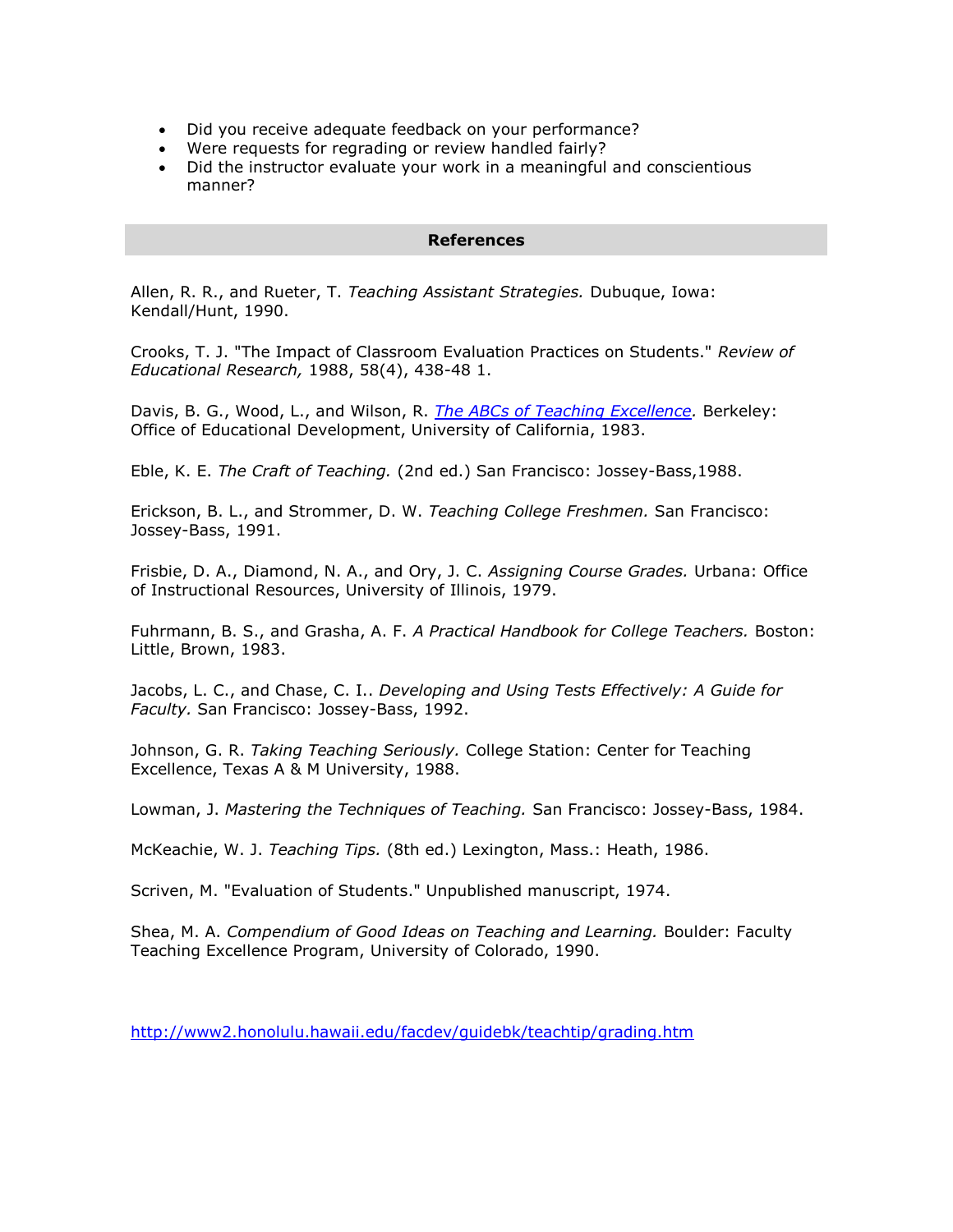- Did you receive adequate feedback on your performance?
- Were requests for regrading or review handled fairly?
- Did the instructor evaluate your work in a meaningful and conscientious manner?

## References

Allen, R. R., and Rueter, T. *Teaching Assistant Strategies.* Dubuque, Iowa: Kendall/Hunt, 1990.

Crooks, T. J. "The Impact of Classroom Evaluation Practices on Students." *Review of Educational Research,* 1988, 58(4), 438-48 1.

Davis, B. G., Wood, L., and Wilson, R. *The ABCs of Teaching Excellence.* Berkeley: Office of Educational Development, University of California, 1983.

Eble, K. E. *The Craft of Teaching.* (2nd ed.) San Francisco: Jossey-Bass,1988.

Erickson, B. L., and Strommer, D. W. *Teaching College Freshmen.* San Francisco: Jossey-Bass, 1991.

Frisbie, D. A., Diamond, N. A., and Ory, J. C. *Assigning Course Grades.* Urbana: Office of Instructional Resources, University of Illinois, 1979.

Fuhrmann, B. S., and Grasha, A. F. *A Practical Handbook for College Teachers.* Boston: Little, Brown, 1983.

Jacobs, L. C., and Chase, C. I.. *Developing and Using Tests Effectively: A Guide for Faculty.* San Francisco: Jossey-Bass, 1992.

Johnson, G. R. *Taking Teaching Seriously.* College Station: Center for Teaching Excellence, Texas A & M University, 1988.

Lowman, J. *Mastering the Techniques of Teaching.* San Francisco: Jossey-Bass, 1984.

McKeachie, W. J. *Teaching Tips.* (8th ed.) Lexington, Mass.: Heath, 1986.

Scriven, M. "Evaluation of Students." Unpublished manuscript, 1974.

Shea, M. A. *Compendium of Good Ideas on Teaching and Learning.* Boulder: Faculty Teaching Excellence Program, University of Colorado, 1990.

http://www2.honolulu.hawaii.edu/facdev/guidebk/teachtip/grading.htm